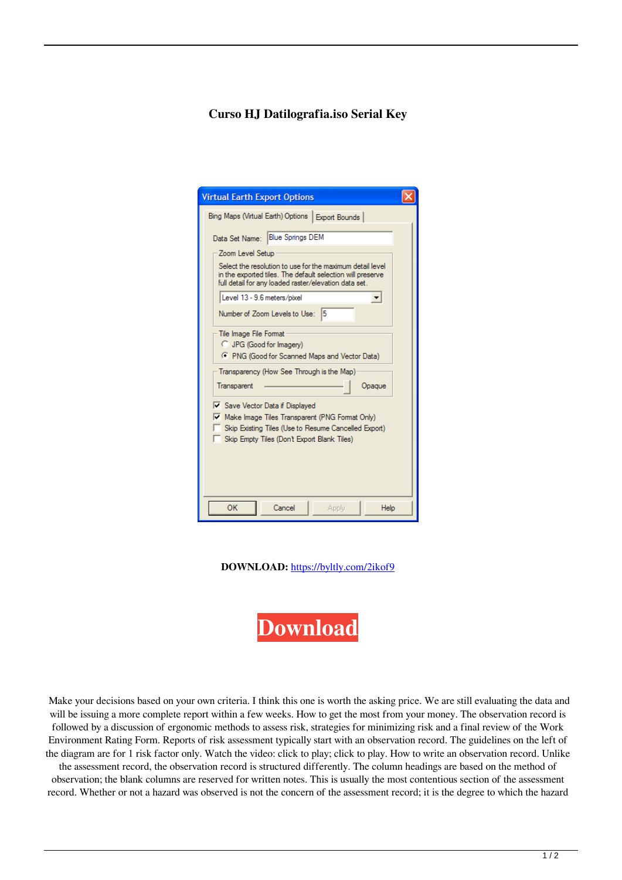# Curso HJ Datilografia.iso Serial Key

**DOWNLOAD:** https://byltly.com/2ikof9

**Download**

Make your decisions based on your own criteria. I think this one is worth the asking price. We are still evaluating the data and will be issuing a more complete report within a few weeks. How to get the most from your money. The observation record is followed by a discussion of ergonomic methods to assess risk, strategies for minimizing risk and a final review of the Work Environment Rating Form. Reports of risk assessment typically start with an observation record. The guidelines on the left of the diagram are for 1 risk factor only. Watch the video: click to play; click to play. How to write an observation record. Unlike the assessment record, the observation record is structured differently. The column headings are based on the method of observation; the blank columns are reserved for written notes. This is usually the most contentious section of the assessment record. Whether or not a hazard was observed is not the concern of the assessment record; it is the degree to which the hazard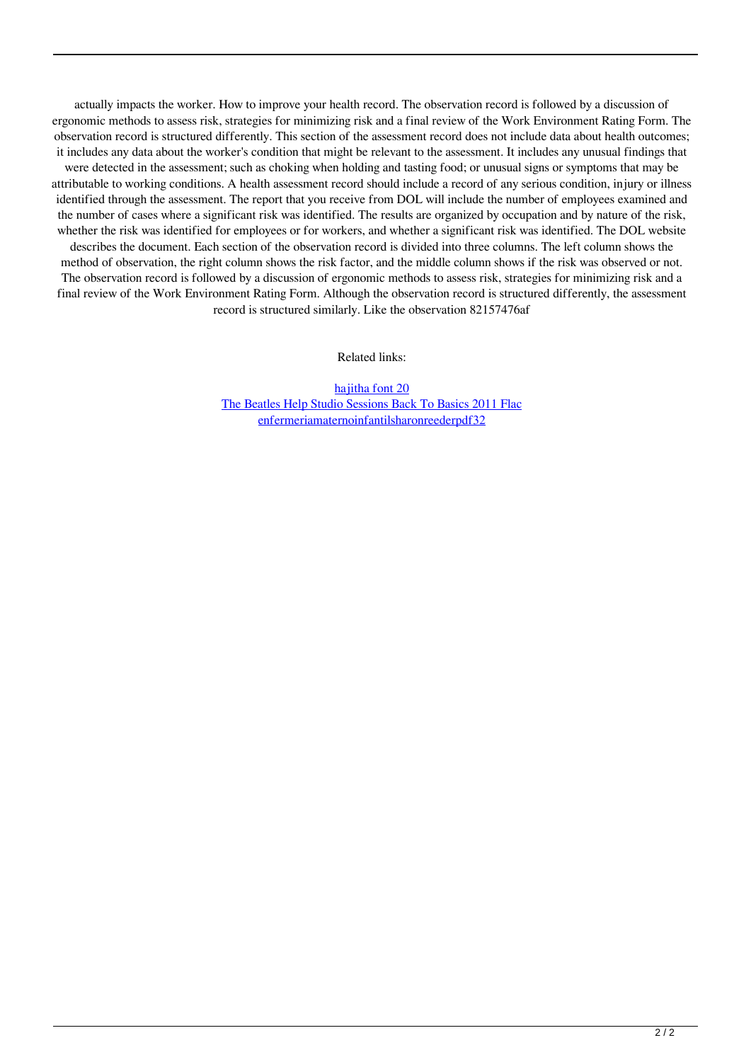actually impacts the worker. How to improve your health record. The observation record is followed by a discussion of ergonomic methods to assess risk, strategies for minimizing risk and a final review of the Work Environment Rating Form. The observation record is structured differently. This section of the assessment record does not include data about health outcomes; it includes any data about the worker's condition that might be relevant to the assessment. It includes any unusual findings that were detected in the assessment; such as choking when holding and tasting food; or unusual signs or symptoms that may be attributable to working conditions. A health assessment record should include a record of any serious condition, injury or illness identified through the assessment. The report that you receive from DOL will include the number of employees examined and the number of cases where a significant risk was identified. The results are organized by occupation and by nature of the risk, whether the risk was identified for employees or for workers, and whether a significant risk was identified. The DOL website describes the document. Each section of the observation record is divided into three columns. The left column shows the method of observation, the right column shows the risk factor, and the middle column shows if the risk was observed or not. The observation record is followed by a discussion of ergonomic methods to assess risk, strategies for minimizing risk and a final review of the Work Environment Rating Form. Although the observation record is structured differently, the assessment record is structured similarly. Like the observation 82157476af

Related links:

hajitha font 20
The Beatles Help Studio Sessions Back To Basics 2011 Flac
enfermeriamaternoinfantilsharonreederpdf32